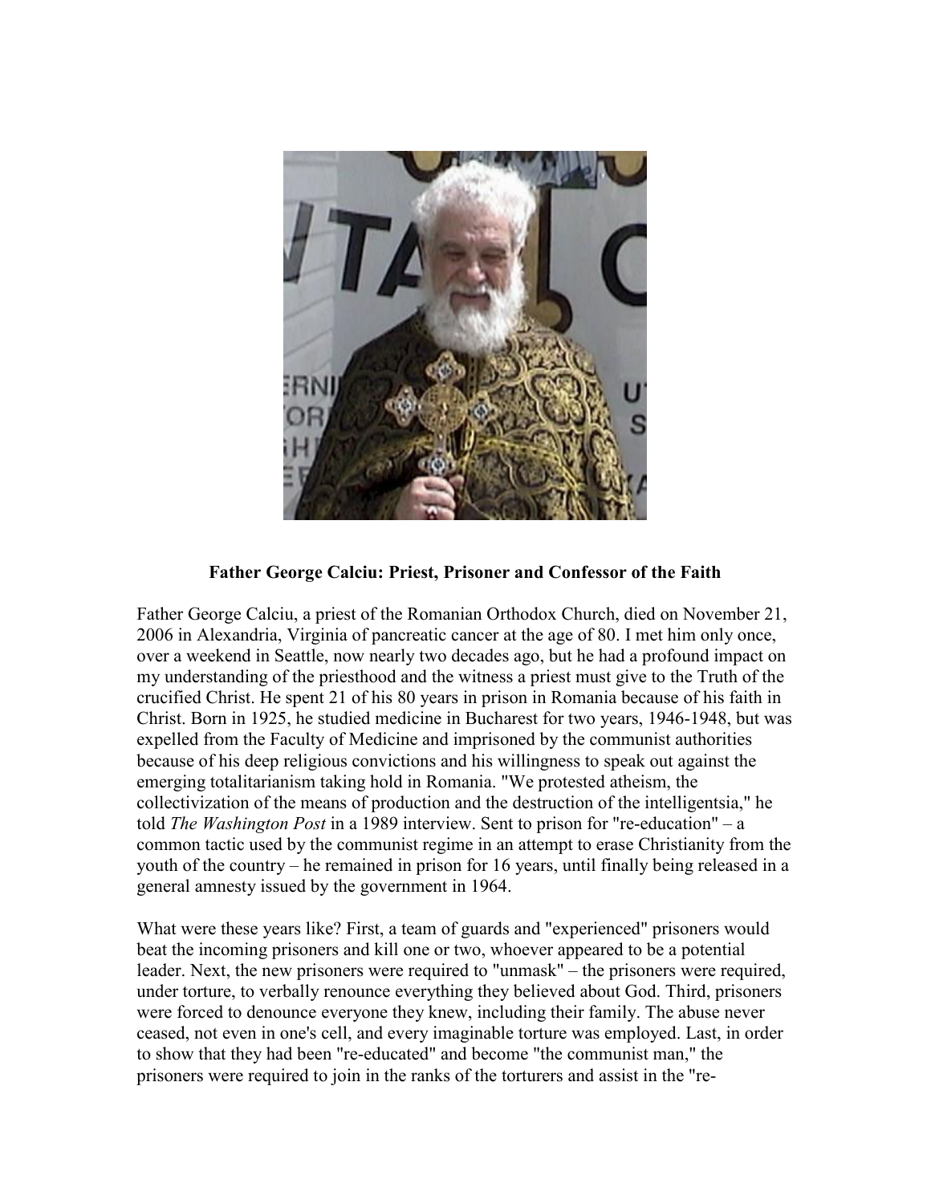**Father George Calciu: Priest, Prisoner and Confessor of the Faith**

Father George Calciu, a priest of the Romanian Orthodox Church, died on November 21, 2006 in Alexandria, Virginia of pancreatic cancer at the age of 80. I met him only once, over a weekend in Seattle, now nearly two decades ago, but he had a profound impact on my understanding of the priesthood and the witness a priest must give to the Truth of the crucified Christ. He spent 21 of his 80 years in prison in Romania because of his faith in Christ. Born in 1925, he studied medicine in Bucharest for two years, 1946-1948, but was expelled from the Faculty of Medicine and imprisoned by the communist authorities because of his deep religious convictions and his willingness to speak out against the emerging totalitarianism taking hold in Romania. "We protested atheism, the collectivization of the means of production and the destruction of the intelligentsia," he told *The Washington Post* in a 1989 interview. Sent to prison for "re-education" – a common tactic used by the communist regime in an attempt to erase Christianity from the youth of the country – he remained in prison for 16 years, until finally being released in a general amnesty issued by the government in 1964.

What were these years like? First, a team of guards and "experienced" prisoners would beat the incoming prisoners and kill one or two, whoever appeared to be a potential leader. Next, the new prisoners were required to "unmask" – the prisoners were required, under torture, to verbally renounce everything they believed about God. Third, prisoners were forced to denounce everyone they knew, including their family. The abuse never ceased, not even in one's cell, and every imaginable torture was employed. Last, in order to show that they had been "re-educated" and become "the communist man," the prisoners were required to join in the ranks of the torturers and assist in the "re-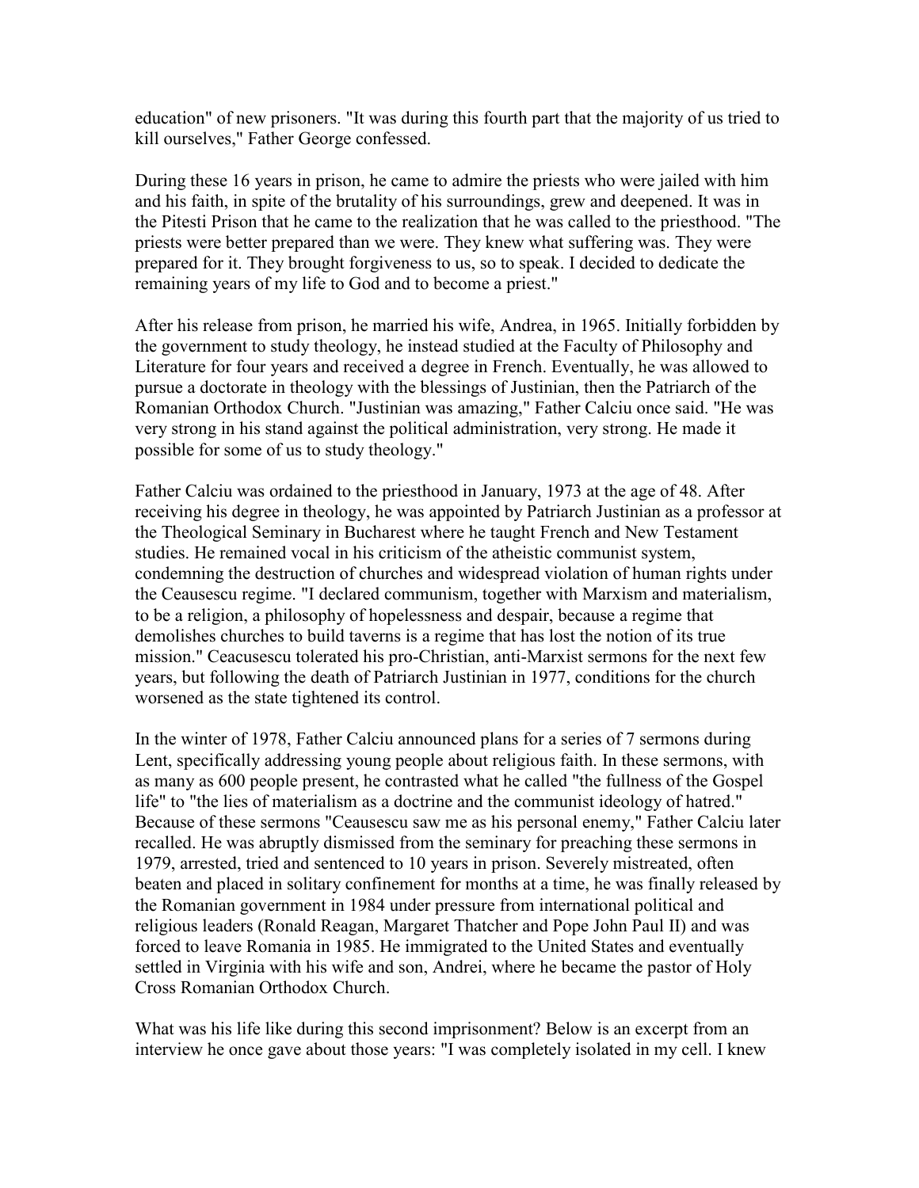education" of new prisoners. "It was during this fourth part that the majority of us tried to kill ourselves," Father George confessed.

During these 16 years in prison, he came to admire the priests who were jailed with him and his faith, in spite of the brutality of his surroundings, grew and deepened. It was in the Pitesti Prison that he came to the realization that he was called to the priesthood. "The priests were better prepared than we were. They knew what suffering was. They were prepared for it. They brought forgiveness to us, so to speak. I decided to dedicate the remaining years of my life to God and to become a priest."

After his release from prison, he married his wife, Andrea, in 1965. Initially forbidden by the government to study theology, he instead studied at the Faculty of Philosophy and Literature for four years and received a degree in French. Eventually, he was allowed to pursue a doctorate in theology with the blessings of Justinian, then the Patriarch of the Romanian Orthodox Church. "Justinian was amazing," Father Calciu once said. "He was very strong in his stand against the political administration, very strong. He made it possible for some of us to study theology."

Father Calciu was ordained to the priesthood in January, 1973 at the age of 48. After receiving his degree in theology, he was appointed by Patriarch Justinian as a professor at the Theological Seminary in Bucharest where he taught French and New Testament studies. He remained vocal in his criticism of the atheistic communist system, condemning the destruction of churches and widespread violation of human rights under the Ceausescu regime. "I declared communism, together with Marxism and materialism, to be a religion, a philosophy of hopelessness and despair, because a regime that demolishes churches to build taverns is a regime that has lost the notion of its true mission." Ceacusescu tolerated his pro-Christian, anti-Marxist sermons for the next few years, but following the death of Patriarch Justinian in 1977, conditions for the church worsened as the state tightened its control.

In the winter of 1978, Father Calciu announced plans for a series of 7 sermons during Lent, specifically addressing young people about religious faith. In these sermons, with as many as 600 people present, he contrasted what he called "the fullness of the Gospel life" to "the lies of materialism as a doctrine and the communist ideology of hatred." Because of these sermons "Ceausescu saw me as his personal enemy," Father Calciu later recalled. He was abruptly dismissed from the seminary for preaching these sermons in 1979, arrested, tried and sentenced to 10 years in prison. Severely mistreated, often beaten and placed in solitary confinement for months at a time, he was finally released by the Romanian government in 1984 under pressure from international political and religious leaders (Ronald Reagan, Margaret Thatcher and Pope John Paul II) and was forced to leave Romania in 1985. He immigrated to the United States and eventually settled in Virginia with his wife and son, Andrei, where he became the pastor of Holy Cross Romanian Orthodox Church.

What was his life like during this second imprisonment? Below is an excerpt from an interview he once gave about those years: "I was completely isolated in my cell. I knew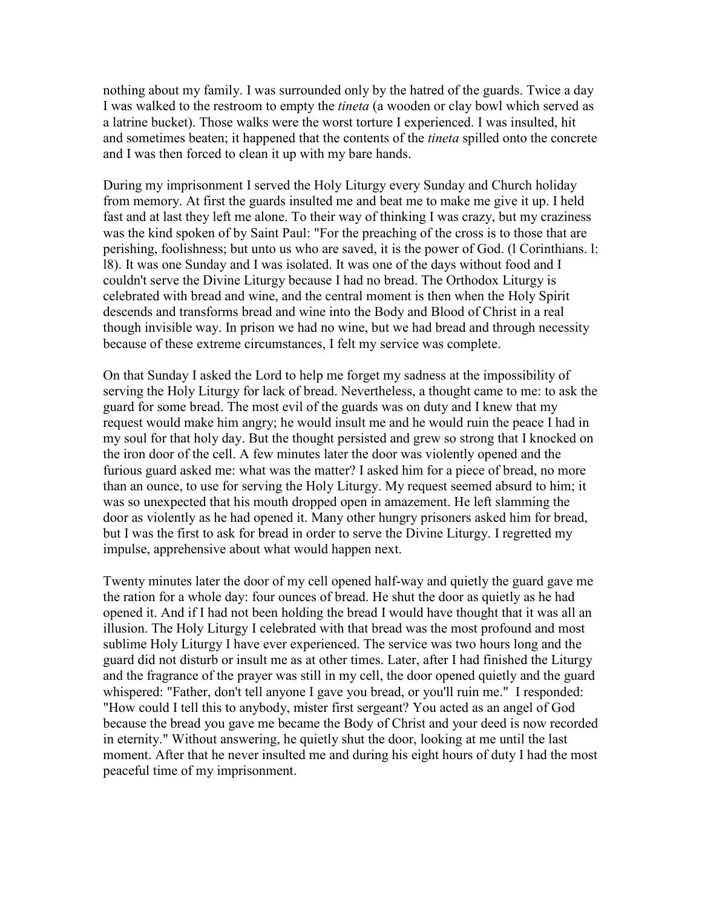nothing about my family. I was surrounded only by the hatred of the guards. Twice a day I was walked to the restroom to empty the *tineta* (a wooden or clay bowl which served as a latrine bucket). Those walks were the worst torture I experienced. I was insulted, hit and sometimes beaten; it happened that the contents of the *tineta* spilled onto the concrete and I was then forced to clean it up with my bare hands.

During my imprisonment I served the Holy Liturgy every Sunday and Church holiday from memory. At first the guards insulted me and beat me to make me give it up. I held fast and at last they left me alone. To their way of thinking I was crazy, but my craziness was the kind spoken of by Saint Paul: "For the preaching of the cross is to those that are perishing, foolishness; but unto us who are saved, it is the power of God. (l Corinthians. l: l8). It was one Sunday and I was isolated. It was one of the days without food and I couldn't serve the Divine Liturgy because I had no bread. The Orthodox Liturgy is celebrated with bread and wine, and the central moment is then when the Holy Spirit descends and transforms bread and wine into the Body and Blood of Christ in a real though invisible way. In prison we had no wine, but we had bread and through necessity because of these extreme circumstances, I felt my service was complete.

On that Sunday I asked the Lord to help me forget my sadness at the impossibility of serving the Holy Liturgy for lack of bread. Nevertheless, a thought came to me: to ask the guard for some bread. The most evil of the guards was on duty and I knew that my request would make him angry; he would insult me and he would ruin the peace I had in my soul for that holy day. But the thought persisted and grew so strong that I knocked on the iron door of the cell. A few minutes later the door was violently opened and the furious guard asked me: what was the matter? I asked him for a piece of bread, no more than an ounce, to use for serving the Holy Liturgy. My request seemed absurd to him; it was so unexpected that his mouth dropped open in amazement. He left slamming the door as violently as he had opened it. Many other hungry prisoners asked him for bread, but I was the first to ask for bread in order to serve the Divine Liturgy. I regretted my impulse, apprehensive about what would happen next.

Twenty minutes later the door of my cell opened half-way and quietly the guard gave me the ration for a whole day: four ounces of bread. He shut the door as quietly as he had opened it. And if I had not been holding the bread I would have thought that it was all an illusion. The Holy Liturgy I celebrated with that bread was the most profound and most sublime Holy Liturgy I have ever experienced. The service was two hours long and the guard did not disturb or insult me as at other times. Later, after I had finished the Liturgy and the fragrance of the prayer was still in my cell, the door opened quietly and the guard whispered: "Father, don't tell anyone I gave you bread, or you'll ruin me." I responded: "How could I tell this to anybody, mister first sergeant? You acted as an angel of God because the bread you gave me became the Body of Christ and your deed is now recorded in eternity." Without answering, he quietly shut the door, looking at me until the last moment. After that he never insulted me and during his eight hours of duty I had the most peaceful time of my imprisonment.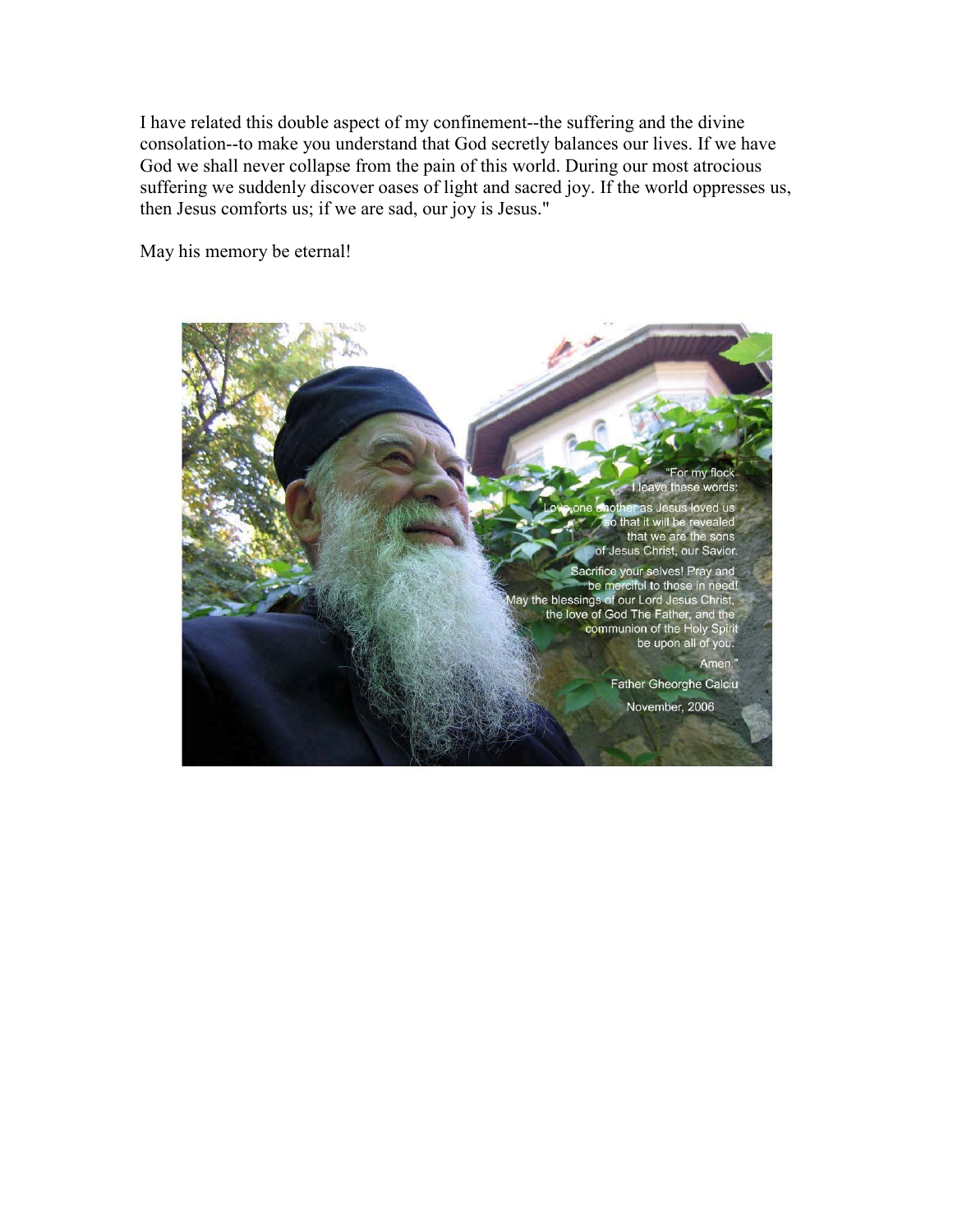I have related this double aspect of my confinement--the suffering and the divine consolation--to make you understand that God secretly balances our lives. If we have God we shall never collapse from the pain of this world. During our most atrocious suffering we suddenly discover oases of light and sacred joy. If the world oppresses us, then Jesus comforts us; if we are sad, our joy is Jesus."

May his memory be eternal!

"For my flock
I leave these words:

Love one another as Jesus loved us
so that it will be revealed
that we are the sons
of Jesus Christ, our Savior.

Sacrifice your selves! Pray and
be merciful to those in need!
May the blessings of our Lord Jesus Christ,
the love of God The Father, and the
communion of the Holy Spirit
be upon all of you.

Amen."

Father Gheorghe Calciu

November, 2006